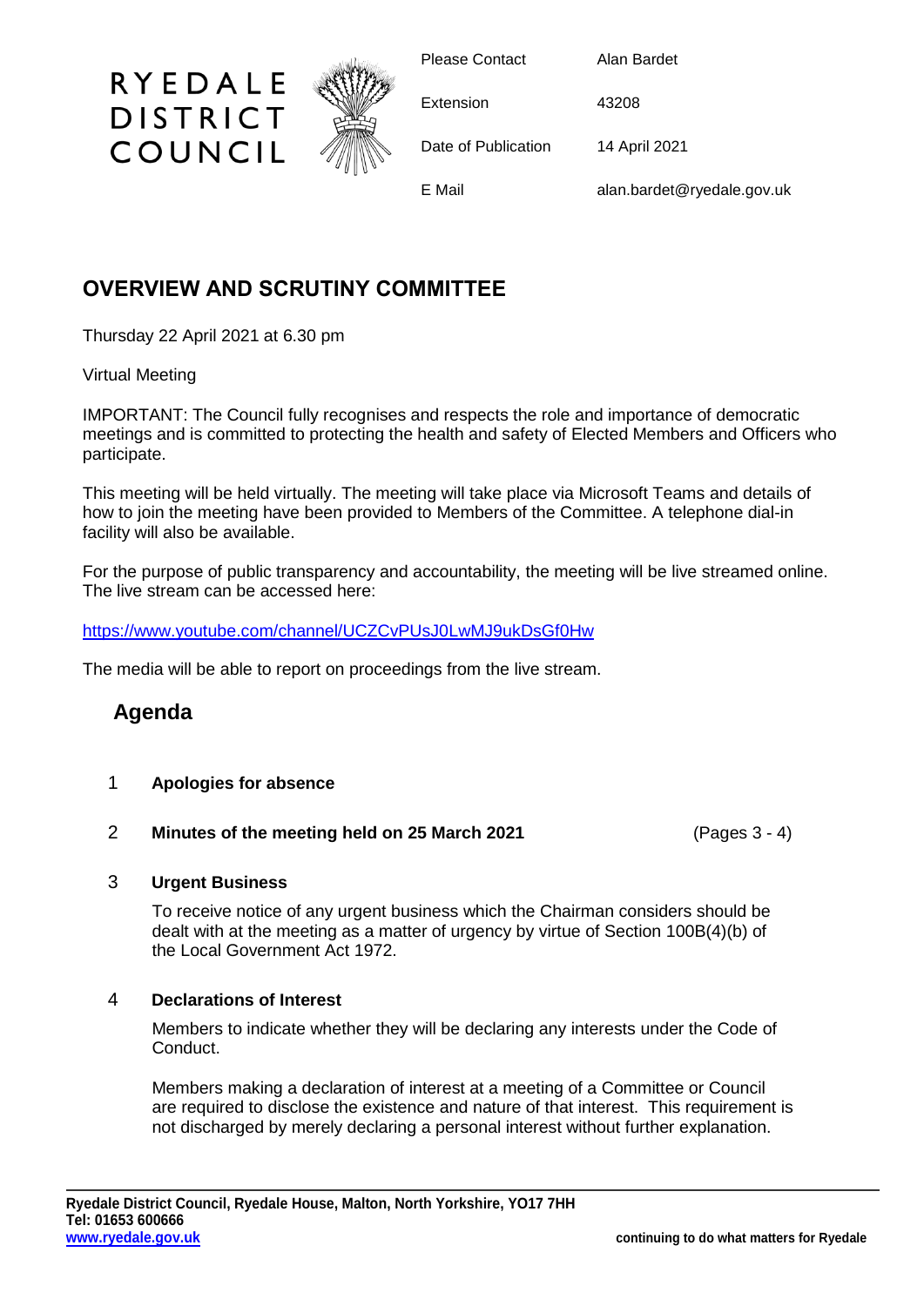RYEDALE DISTRICT COUNCIL

| | |
|---|---|
| Please Contact | Alan Bardet |
| Extension | 43208 |
| Date of Publication | 14 April 2021 |
| E Mail | alan.bardet@ryedale.gov.uk |

# OVERVIEW AND SCRUTINY COMMITTEE

Thursday 22 April 2021 at 6.30 pm

Virtual Meeting

IMPORTANT: The Council fully recognises and respects the role and importance of democratic meetings and is committed to protecting the health and safety of Elected Members and Officers who participate.

This meeting will be held virtually. The meeting will take place via Microsoft Teams and details of how to join the meeting have been provided to Members of the Committee. A telephone dial-in facility will also be available.

For the purpose of public transparency and accountability, the meeting will be live streamed online. The live stream can be accessed here:

https://www.youtube.com/channel/UCZCvPUsJ0LwMJ9ukDsGf0Hw

The media will be able to report on proceedings from the live stream.

## Agenda

1 **Apologies for absence**

2 **Minutes of the meeting held on 25 March 2021** (Pages 3 - 4)

3 **Urgent Business**

To receive notice of any urgent business which the Chairman considers should be dealt with at the meeting as a matter of urgency by virtue of Section 100B(4)(b) of the Local Government Act 1972.

4 **Declarations of Interest**

Members to indicate whether they will be declaring any interests under the Code of Conduct.

Members making a declaration of interest at a meeting of a Committee or Council are required to disclose the existence and nature of that interest. This requirement is not discharged by merely declaring a personal interest without further explanation.

**Ryedale District Council, Ryedale House, Malton, North Yorkshire, YO17 7HH**
**Tel: 01653 600666**
**www.ryedale.gov.uk**

**continuing to do what matters for Ryedale**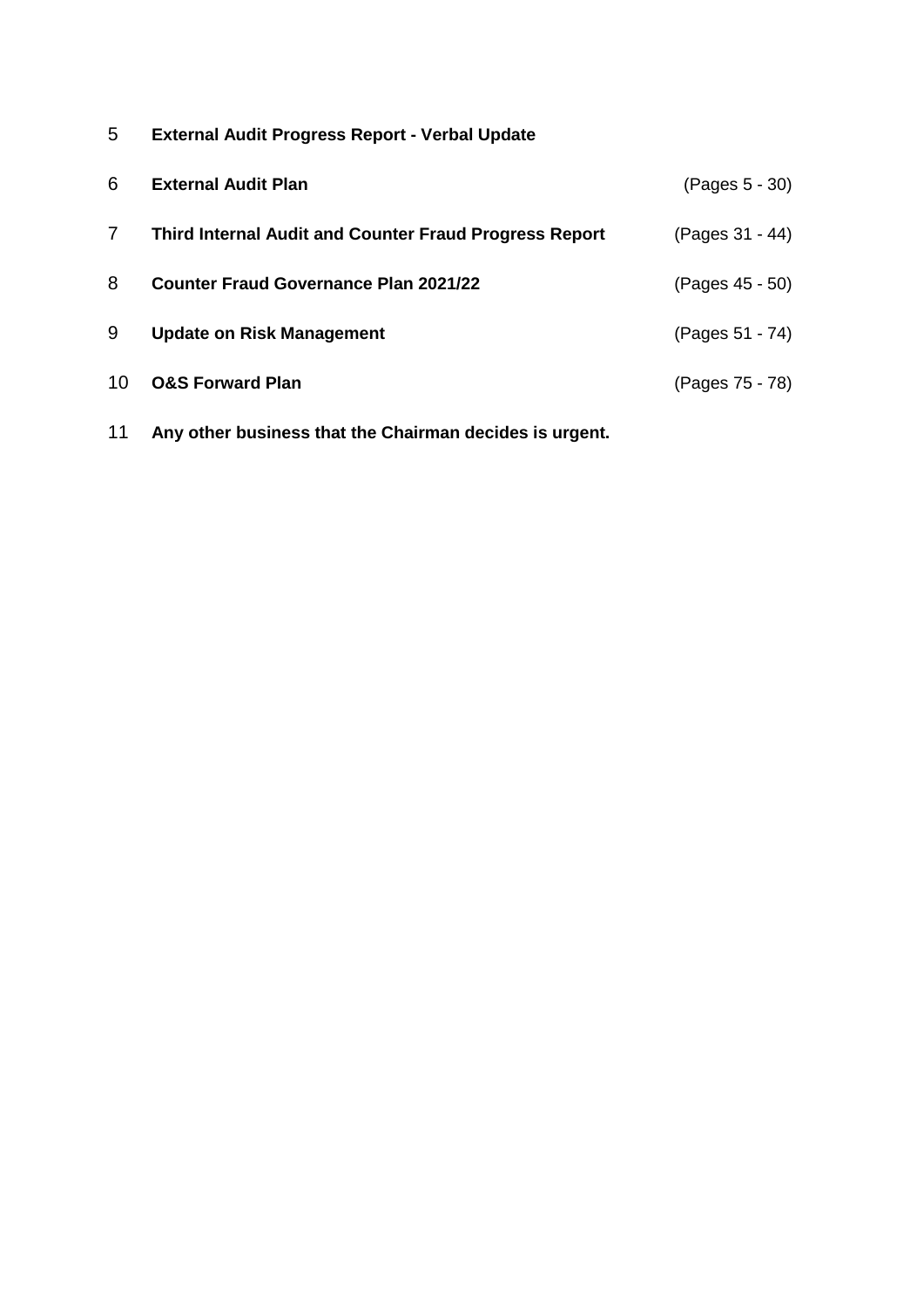| | | |
|---|---|---|
| 5 | **External Audit Progress Report - Verbal Update** | |
| 6 | **External Audit Plan** | (Pages 5 - 30) |
| 7 | **Third Internal Audit and Counter Fraud Progress Report** | (Pages 31 - 44) |
| 8 | **Counter Fraud Governance Plan 2021/22** | (Pages 45 - 50) |
| 9 | **Update on Risk Management** | (Pages 51 - 74) |
| 10 | **O&S Forward Plan** | (Pages 75 - 78) |
| 11 | **Any other business that the Chairman decides is urgent.** | |